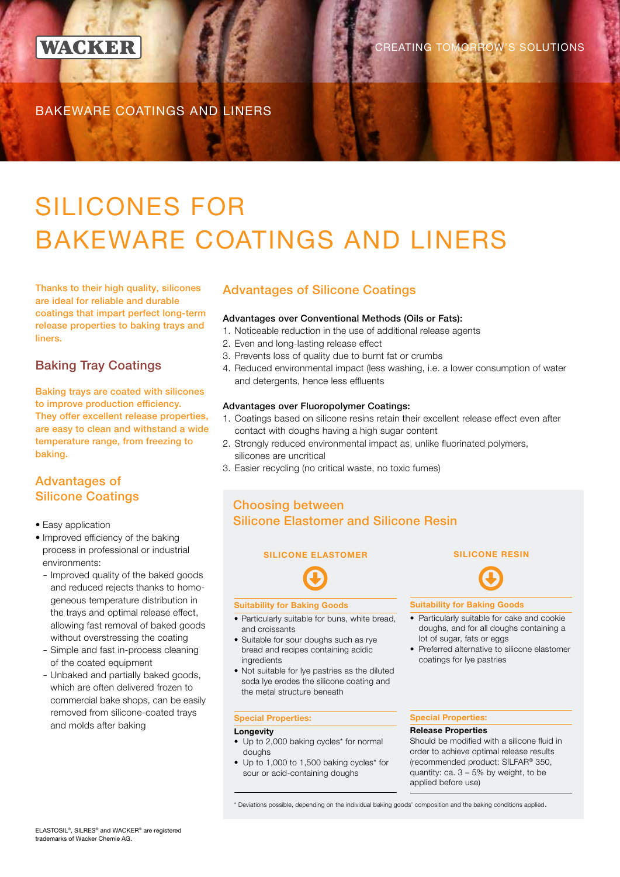WACKER

CREATING TOMORROW'S SOLUTIONS

BAKEWARE COATINGS AND LINERS

# SILICONES FOR BAKEWARE COATINGS AND LINERS

Thanks to their high quality, silicones are ideal for reliable and durable coatings that impart perfect long-term release properties to baking trays and liners.

## Baking Tray Coatings

Baking trays are coated with silicones to improve production efficiency. They offer excellent release properties, are easy to clean and withstand a wide temperature range, from freezing to baking.

## Advantages of Silicone Coatings

- Easy application
- Improved efficiency of the baking process in professional or industrial environments:
  - Improved quality of the baked goods and reduced rejects thanks to homogeneous temperature distribution in the trays and optimal release effect, allowing fast removal of baked goods without overstressing the coating
  - Simple and fast in-process cleaning of the coated equipment
  - Unbaked and partially baked goods, which are often delivered frozen to commercial bake shops, can be easily removed from silicone-coated trays and molds after baking

## Advantages of Silicone Coatings

**Advantages over Conventional Methods (Oils or Fats):**

1. Noticeable reduction in the use of additional release agents
2. Even and long-lasting release effect
3. Prevents loss of quality due to burnt fat or crumbs
4. Reduced environmental impact (less washing, i.e. a lower consumption of water and detergents, hence less effluents

**Advantages over Fluoropolymer Coatings:**

1. Coatings based on silicone resins retain their excellent release effect even after contact with doughs having a high sugar content
2. Strongly reduced environmental impact as, unlike fluorinated polymers, silicones are uncritical
3. Easier recycling (no critical waste, no toxic fumes)

## Choosing between Silicone Elastomer and Silicone Resin

### SILICONE ELASTOMER

**Suitability for Baking Goods**

- Particularly suitable for buns, white bread, and croissants
- Suitable for sour doughs such as rye bread and recipes containing acidic ingredients
- Not suitable for lye pastries as the diluted soda lye erodes the silicone coating and the metal structure beneath

**Special Properties:**

**Longevity**

- Up to 2,000 baking cycles* for normal doughs
- Up to 1,000 to 1,500 baking cycles* for sour or acid-containing doughs

### SILICONE RESIN

**Suitability for Baking Goods**

- Particularly suitable for cake and cookie doughs, and for all doughs containing a lot of sugar, fats or eggs
- Preferred alternative to silicone elastomer coatings for lye pastries

**Special Properties:**

**Release Properties**

Should be modified with a silicone fluid in order to achieve optimal release results (recommended product: SILFAR® 350, quantity: ca. 3 – 5% by weight, to be applied before use)

\* Deviations possible, depending on the individual baking goods' composition and the baking conditions applied.

ELASTOSIL®, SILRES® and WACKER® are registered trademarks of Wacker Chemie AG.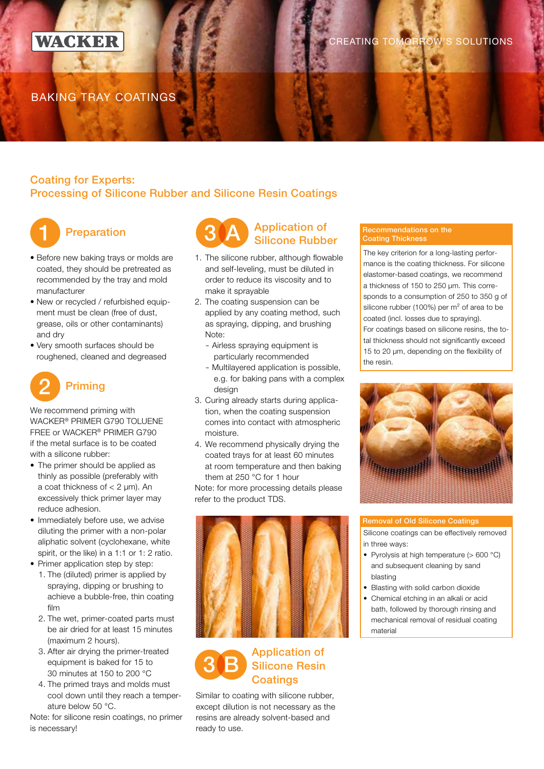WACKER

CREATING TOMORROW'S SOLUTIONS

BAKING TRAY COATINGS

## Coating for Experts: Processing of Silicone Rubber and Silicone Resin Coatings

### 1 Preparation

- Before new baking trays or molds are coated, they should be pretreated as recommended by the tray and mold manufacturer
- New or recycled / refurbished equipment must be clean (free of dust, grease, oils or other contaminants) and dry
- Very smooth surfaces should be roughened, cleaned and degreased

### 2 Priming

We recommend priming with WACKER® PRIMER G790 TOLUENE FREE or WACKER® PRIMER G790 if the metal surface is to be coated with a silicone rubber:

- The primer should be applied as thinly as possible (preferably with a coat thickness of < 2 µm). An excessively thick primer layer may reduce adhesion.
- Immediately before use, we advise diluting the primer with a non-polar aliphatic solvent (cyclohexane, white spirit, or the like) in a 1:1 or 1: 2 ratio.
- Primer application step by step:
  1. The (diluted) primer is applied by spraying, dipping or brushing to achieve a bubble-free, thin coating film
  2. The wet, primer-coated parts must be air dried for at least 15 minutes (maximum 2 hours).
  3. After air drying the primer-treated equipment is baked for 15 to 30 minutes at 150 to 200 °C
  4. The primed trays and molds must cool down until they reach a temperature below 50 °C.

Note: for silicone resin coatings, no primer is necessary!

### 3A Application of Silicone Rubber

1. The silicone rubber, although flowable and self-leveling, must be diluted in order to reduce its viscosity and to make it sprayable
2. The coating suspension can be applied by any coating method, such as spraying, dipping, and brushing
   Note:
   - Airless spraying equipment is particularly recommended
   - Multilayered application is possible, e.g. for baking pans with a complex design
3. Curing already starts during application, when the coating suspension comes into contact with atmospheric moisture.
4. We recommend physically drying the coated trays for at least 60 minutes at room temperature and then baking them at 250 °C for 1 hour

Note: for more processing details please refer to the product TDS.

### 3B Application of Silicone Resin Coatings

Similar to coating with silicone rubber, except dilution is not necessary as the resins are already solvent-based and ready to use.

#### Recommendations on the Coating Thickness

The key criterion for a long-lasting performance is the coating thickness. For silicone elastomer-based coatings, we recommend a thickness of 150 to 250 µm. This corresponds to a consumption of 250 to 350 g of silicone rubber (100%) per $m^2$ of area to be coated (incl. losses due to spraying).
For coatings based on silicone resins, the total thickness should not significantly exceed 15 to 20 µm, depending on the flexibility of the resin.

#### Removal of Old Silicone Coatings

Silicone coatings can be effectively removed in three ways:

- Pyrolysis at high temperature (> 600 °C) and subsequent cleaning by sand blasting
- Blasting with solid carbon dioxide
- Chemical etching in an alkali or acid bath, followed by thorough rinsing and mechanical removal of residual coating material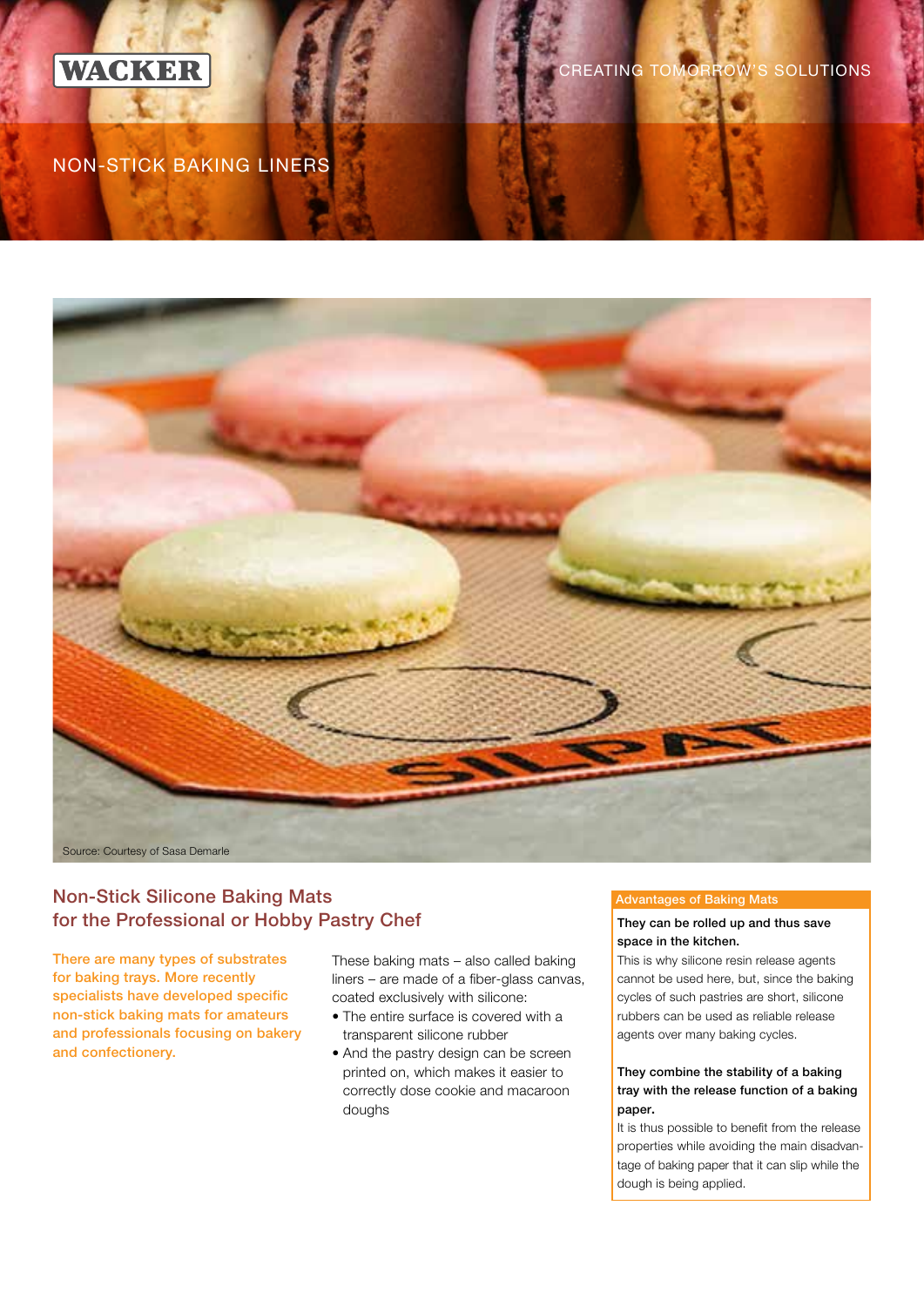WACKER

CREATING TOMORROW'S SOLUTIONS

NON-STICK BAKING LINERS

Source: Courtesy of Sasa Demarle

## Non-Stick Silicone Baking Mats for the Professional or Hobby Pastry Chef

**There are many types of substrates for baking trays. More recently specialists have developed specific non-stick baking mats for amateurs and professionals focusing on bakery and confectionery.**

These baking mats – also called baking liners – are made of a fiber-glass canvas, coated exclusively with silicone:

- The entire surface is covered with a transparent silicone rubber
- And the pastry design can be screen printed on, which makes it easier to correctly dose cookie and macaroon doughs

### Advantages of Baking Mats

**They can be rolled up and thus save space in the kitchen.**
This is why silicone resin release agents cannot be used here, but, since the baking cycles of such pastries are short, silicone rubbers can be used as reliable release agents over many baking cycles.

**They combine the stability of a baking tray with the release function of a baking paper.**
It is thus possible to benefit from the release properties while avoiding the main disadvantage of baking paper that it can slip while the dough is being applied.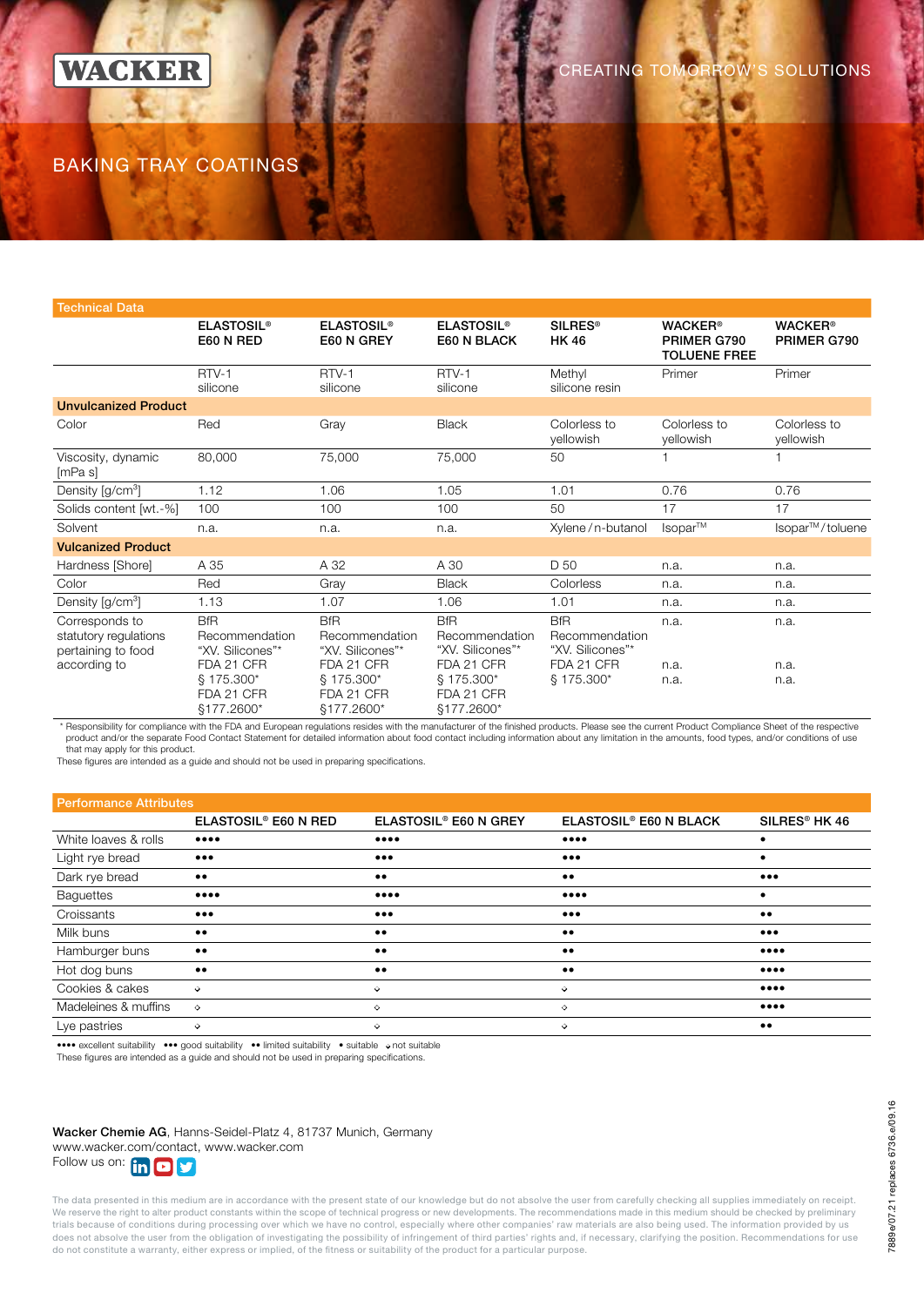WACKER

CREATING TOMORROW'S SOLUTIONS

# BAKING TRAY COATINGS

| Technical Data | ELASTOSIL® E60 N RED | ELASTOSIL® E60 N GREY | ELASTOSIL® E60 N BLACK | SILRES® HK 46 | WACKER® PRIMER G790 TOLUENE FREE | WACKER® PRIMER G790 |
|---|---|---|---|---|---|---|
| | RTV-1 silicone | RTV-1 silicone | RTV-1 silicone | Methyl silicone resin | Primer | Primer |
| **Unvulcanized Product** | | | | | | |
| Color | Red | Gray | Black | Colorless to yellowish | Colorless to yellowish | Colorless to yellowish |
| Viscosity, dynamic [mPa s] | 80,000 | 75,000 | 75,000 | 50 | 1 | 1 |
| Density [g/cm$^3$] | 1.12 | 1.06 | 1.05 | 1.01 | 0.76 | 0.76 |
| Solids content [wt.-%] | 100 | 100 | 100 | 50 | 17 | 17 |
| Solvent | n.a. | n.a. | n.a. | Xylene / n-butanol | Isopar™ | Isopar™ / toluene |
| **Vulcanized Product** | | | | | | |
| Hardness [Shore] | A 35 | A 32 | A 30 | D 50 | n.a. | n.a. |
| Color | Red | Gray | Black | Colorless | n.a. | n.a. |
| Density [g/cm$^3$] | 1.13 | 1.07 | 1.06 | 1.01 | n.a. | n.a. |
| Corresponds to statutory regulations pertaining to food according to | BfR Recommendation "XV. Silicones"* FDA 21 CFR § 175.300* FDA 21 CFR §177.2600* | BfR Recommendation "XV. Silicones"* FDA 21 CFR § 175.300* FDA 21 CFR §177.2600* | BfR Recommendation "XV. Silicones"* FDA 21 CFR § 175.300* FDA 21 CFR §177.2600* | BfR Recommendation "XV. Silicones"* FDA 21 CFR § 175.300* | n.a. n.a. n.a. | n.a. n.a. n.a. |

\* Responsibility for compliance with the FDA and European regulations resides with the manufacturer of the finished products. Please see the current Product Compliance Sheet of the respective product and/or the separate Food Contact Statement for detailed information about food contact including information about any limitation in the amounts, food types, and/or conditions of use that may apply for this product.

These figures are intended as a guide and should not be used in preparing specifications.

| Performance Attributes | ELASTOSIL® E60 N RED | ELASTOSIL® E60 N GREY | ELASTOSIL® E60 N BLACK | SILRES® HK 46 |
|---|---|---|---|---|
| White loaves & rolls | •••• | •••• | •••• | • |
| Light rye bread | ••• | ••• | ••• | • |
| Dark rye bread | •• | •• | •• | ••• |
| Baguettes | •••• | •••• | •••• | • |
| Croissants | ••• | ••• | ••• | •• |
| Milk buns | •• | •• | •• | ••• |
| Hamburger buns | •• | •• | •• | •••• |
| Hot dog buns | •• | •• | •• | •••• |
| Cookies & cakes | ⌄ | ⌄ | ⌄ | •••• |
| Madeleines & muffins | ⌄ | ⌄ | ⌄ | •••• |
| Lye pastries | ⌄ | ⌄ | ⌄ | •• |

•••• excellent suitability ••• good suitability •• limited suitability • suitable ⌄ not suitable

These figures are intended as a guide and should not be used in preparing specifications.

**Wacker Chemie AG**, Hanns-Seidel-Platz 4, 81737 Munich, Germany
www.wacker.com/contact, www.wacker.com
Follow us on:

The data presented in this medium are in accordance with the present state of our knowledge but do not absolve the user from carefully checking all supplies immediately on receipt. We reserve the right to alter product constants within the scope of technical progress or new developments. The recommendations made in this medium should be checked by preliminary trials because of conditions during processing over which we have no control, especially where other companies' raw materials are also being used. The information provided by us does not absolve the user from the obligation of investigating the possibility of infringement of third parties' rights and, if necessary, clarifying the position. Recommendations for use do not constitute a warranty, either express or implied, of the fitness or suitability of the product for a particular purpose.

7889e/07.21 replaces 6736.e/09.16